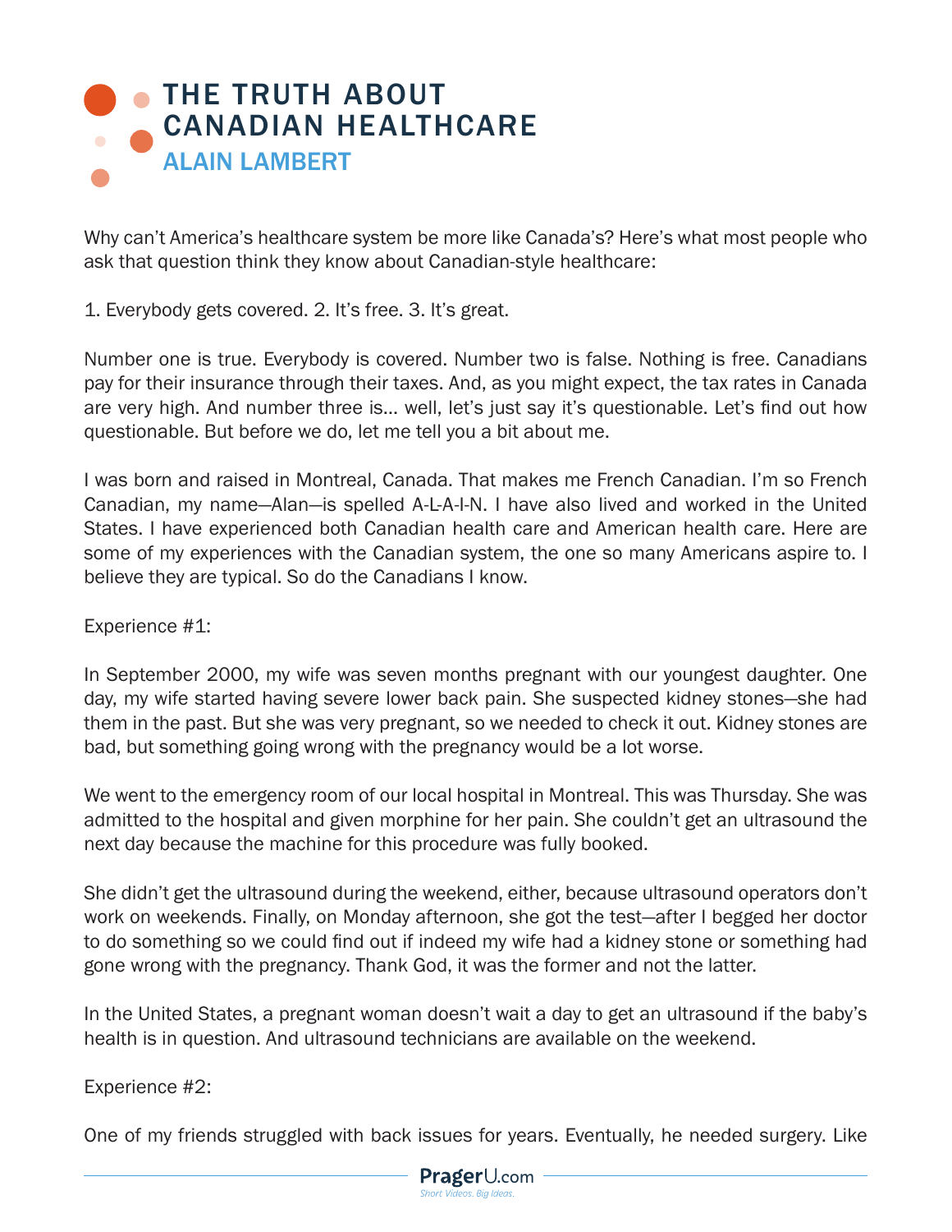# THE TRUTH ABOUT CANADIAN HEALTHCARE

## ALAIN LAMBERT

Why can't America's healthcare system be more like Canada's? Here's what most people who ask that question think they know about Canadian-style healthcare:

1. Everybody gets covered. 2. It's free. 3. It's great.

Number one is true. Everybody is covered. Number two is false. Nothing is free. Canadians pay for their insurance through their taxes. And, as you might expect, the tax rates in Canada are very high. And number three is… well, let's just say it's questionable. Let's find out how questionable. But before we do, let me tell you a bit about me.

I was born and raised in Montreal, Canada. That makes me French Canadian. I'm so French Canadian, my name—Alan—is spelled A-L-A-I-N. I have also lived and worked in the United States. I have experienced both Canadian health care and American health care. Here are some of my experiences with the Canadian system, the one so many Americans aspire to. I believe they are typical. So do the Canadians I know.

Experience #1:

In September 2000, my wife was seven months pregnant with our youngest daughter. One day, my wife started having severe lower back pain. She suspected kidney stones—she had them in the past. But she was very pregnant, so we needed to check it out. Kidney stones are bad, but something going wrong with the pregnancy would be a lot worse.

We went to the emergency room of our local hospital in Montreal. This was Thursday. She was admitted to the hospital and given morphine for her pain. She couldn't get an ultrasound the next day because the machine for this procedure was fully booked.

She didn't get the ultrasound during the weekend, either, because ultrasound operators don't work on weekends. Finally, on Monday afternoon, she got the test—after I begged her doctor to do something so we could find out if indeed my wife had a kidney stone or something had gone wrong with the pregnancy. Thank God, it was the former and not the latter.

In the United States, a pregnant woman doesn't wait a day to get an ultrasound if the baby's health is in question. And ultrasound technicians are available on the weekend.

Experience #2:

One of my friends struggled with back issues for years. Eventually, he needed surgery. Like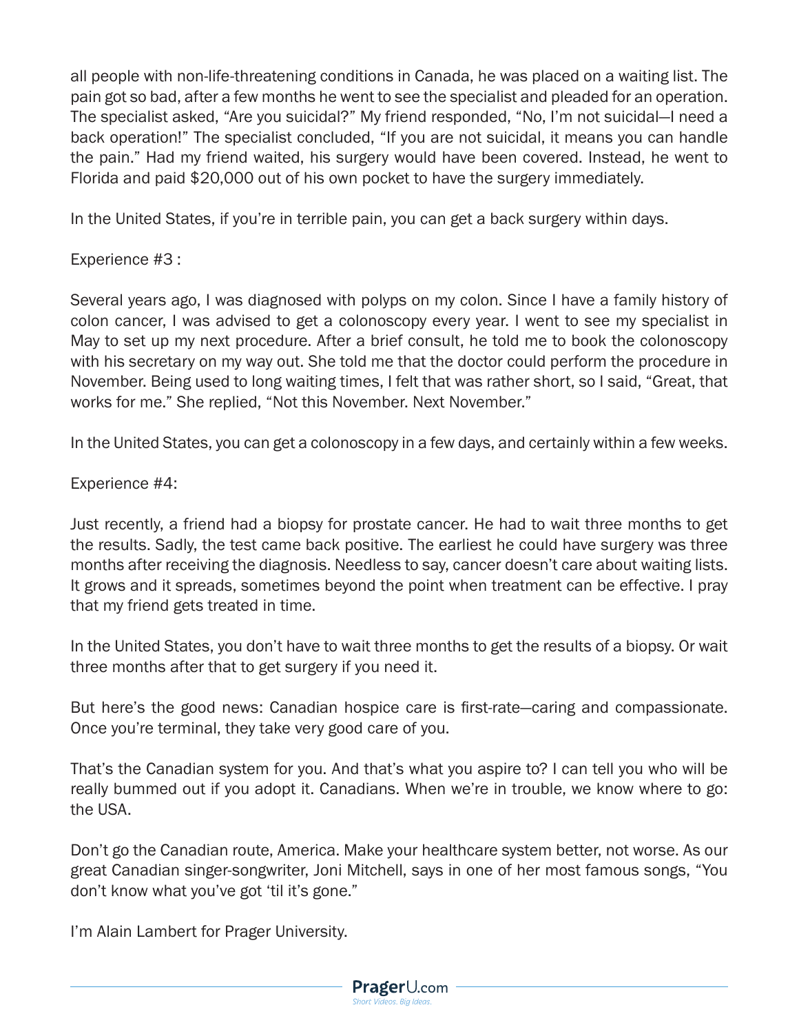all people with non-life-threatening conditions in Canada, he was placed on a waiting list. The pain got so bad, after a few months he went to see the specialist and pleaded for an operation. The specialist asked, "Are you suicidal?" My friend responded, "No, I'm not suicidal—I need a back operation!" The specialist concluded, "If you are not suicidal, it means you can handle the pain." Had my friend waited, his surgery would have been covered. Instead, he went to Florida and paid $20,000 out of his own pocket to have the surgery immediately.

In the United States, if you're in terrible pain, you can get a back surgery within days.

Experience #3 :

Several years ago, I was diagnosed with polyps on my colon. Since I have a family history of colon cancer, I was advised to get a colonoscopy every year. I went to see my specialist in May to set up my next procedure. After a brief consult, he told me to book the colonoscopy with his secretary on my way out. She told me that the doctor could perform the procedure in November. Being used to long waiting times, I felt that was rather short, so I said, "Great, that works for me." She replied, "Not this November. Next November."

In the United States, you can get a colonoscopy in a few days, and certainly within a few weeks.

Experience #4:

Just recently, a friend had a biopsy for prostate cancer. He had to wait three months to get the results. Sadly, the test came back positive. The earliest he could have surgery was three months after receiving the diagnosis. Needless to say, cancer doesn't care about waiting lists. It grows and it spreads, sometimes beyond the point when treatment can be effective. I pray that my friend gets treated in time.

In the United States, you don't have to wait three months to get the results of a biopsy. Or wait three months after that to get surgery if you need it.

But here's the good news: Canadian hospice care is first-rate—caring and compassionate. Once you're terminal, they take very good care of you.

That's the Canadian system for you. And that's what you aspire to? I can tell you who will be really bummed out if you adopt it. Canadians. When we're in trouble, we know where to go: the USA.

Don't go the Canadian route, America. Make your healthcare system better, not worse. As our great Canadian singer-songwriter, Joni Mitchell, says in one of her most famous songs, "You don't know what you've got 'til it's gone."

I'm Alain Lambert for Prager University.